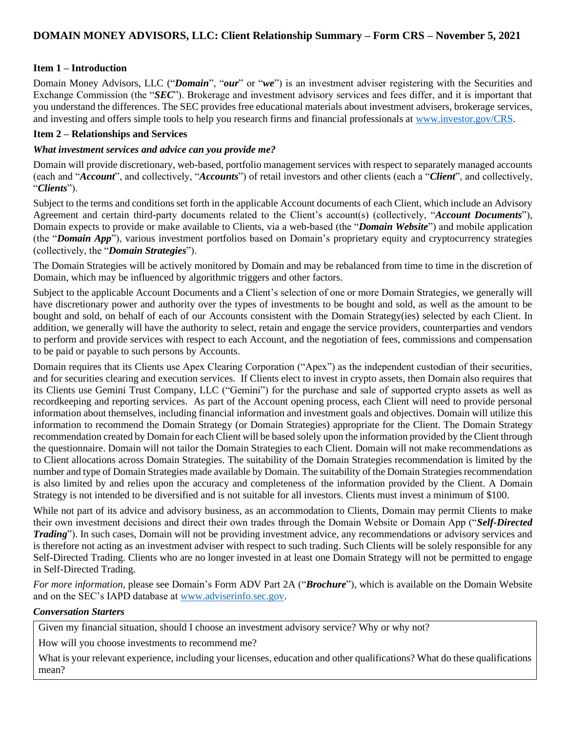# DOMAIN MONEY ADVISORS, LLC: Client Relationship Summary – Form CRS – November 5, 2021

## Item 1 – Introduction

Domain Money Advisors, LLC ("***Domain***", "***our***" or "***we***") is an investment adviser registering with the Securities and Exchange Commission (the "***SEC***"). Brokerage and investment advisory services and fees differ, and it is important that you understand the differences. The SEC provides free educational materials about investment advisers, brokerage services, and investing and offers simple tools to help you research firms and financial professionals at www.investor.gov/CRS.

## Item 2 – Relationships and Services

### *What investment services and advice can you provide me?*

Domain will provide discretionary, web-based, portfolio management services with respect to separately managed accounts (each and "***Account***", and collectively, "***Accounts***") of retail investors and other clients (each a "***Client***", and collectively, "***Clients***").

Subject to the terms and conditions set forth in the applicable Account documents of each Client, which include an Advisory Agreement and certain third-party documents related to the Client's account(s) (collectively, "***Account Documents***"), Domain expects to provide or make available to Clients, via a web-based (the "***Domain Website***") and mobile application (the "***Domain App***"), various investment portfolios based on Domain's proprietary equity and cryptocurrency strategies (collectively, the "***Domain Strategies***").

The Domain Strategies will be actively monitored by Domain and may be rebalanced from time to time in the discretion of Domain, which may be influenced by algorithmic triggers and other factors.

Subject to the applicable Account Documents and a Client's selection of one or more Domain Strategies, we generally will have discretionary power and authority over the types of investments to be bought and sold, as well as the amount to be bought and sold, on behalf of each of our Accounts consistent with the Domain Strategy(ies) selected by each Client. In addition, we generally will have the authority to select, retain and engage the service providers, counterparties and vendors to perform and provide services with respect to each Account, and the negotiation of fees, commissions and compensation to be paid or payable to such persons by Accounts.

Domain requires that its Clients use Apex Clearing Corporation ("Apex") as the independent custodian of their securities, and for securities clearing and execution services. If Clients elect to invest in crypto assets, then Domain also requires that its Clients use Gemini Trust Company, LLC ("Gemini") for the purchase and sale of supported crypto assets as well as recordkeeping and reporting services. As part of the Account opening process, each Client will need to provide personal information about themselves, including financial information and investment goals and objectives. Domain will utilize this information to recommend the Domain Strategy (or Domain Strategies) appropriate for the Client. The Domain Strategy recommendation created by Domain for each Client will be based solely upon the information provided by the Client through the questionnaire. Domain will not tailor the Domain Strategies to each Client. Domain will not make recommendations as to Client allocations across Domain Strategies. The suitability of the Domain Strategies recommendation is limited by the number and type of Domain Strategies made available by Domain. The suitability of the Domain Strategies recommendation is also limited by and relies upon the accuracy and completeness of the information provided by the Client. A Domain Strategy is not intended to be diversified and is not suitable for all investors. Clients must invest a minimum of $100.

While not part of its advice and advisory business, as an accommodation to Clients, Domain may permit Clients to make their own investment decisions and direct their own trades through the Domain Website or Domain App ("***Self-Directed Trading***"). In such cases, Domain will not be providing investment advice, any recommendations or advisory services and is therefore not acting as an investment adviser with respect to such trading. Such Clients will be solely responsible for any Self-Directed Trading. Clients who are no longer invested in at least one Domain Strategy will not be permitted to engage in Self-Directed Trading.

*For more information*, please see Domain's Form ADV Part 2A ("***Brochure***"), which is available on the Domain Website and on the SEC's IAPD database at www.adviserinfo.sec.gov.

### *Conversation Starters*

Given my financial situation, should I choose an investment advisory service? Why or why not?

How will you choose investments to recommend me?

What is your relevant experience, including your licenses, education and other qualifications? What do these qualifications mean?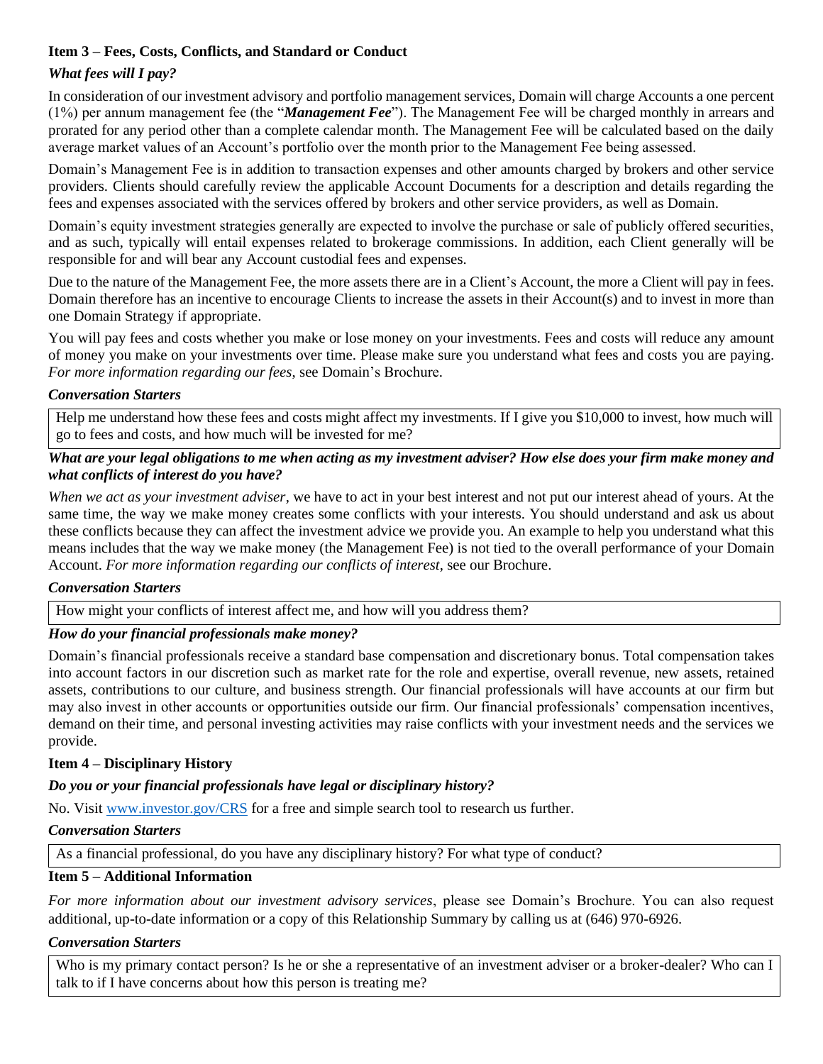## Item 3 – Fees, Costs, Conflicts, and Standard or Conduct

### *What fees will I pay?*

In consideration of our investment advisory and portfolio management services, Domain will charge Accounts a one percent (1%) per annum management fee (the "***Management Fee***"). The Management Fee will be charged monthly in arrears and prorated for any period other than a complete calendar month. The Management Fee will be calculated based on the daily average market values of an Account's portfolio over the month prior to the Management Fee being assessed.

Domain's Management Fee is in addition to transaction expenses and other amounts charged by brokers and other service providers. Clients should carefully review the applicable Account Documents for a description and details regarding the fees and expenses associated with the services offered by brokers and other service providers, as well as Domain.

Domain's equity investment strategies generally are expected to involve the purchase or sale of publicly offered securities, and as such, typically will entail expenses related to brokerage commissions. In addition, each Client generally will be responsible for and will bear any Account custodial fees and expenses.

Due to the nature of the Management Fee, the more assets there are in a Client's Account, the more a Client will pay in fees. Domain therefore has an incentive to encourage Clients to increase the assets in their Account(s) and to invest in more than one Domain Strategy if appropriate.

You will pay fees and costs whether you make or lose money on your investments. Fees and costs will reduce any amount of money you make on your investments over time. Please make sure you understand what fees and costs you are paying. *For more information regarding our fees*, see Domain's Brochure.

### *Conversation Starters*

> Help me understand how these fees and costs might affect my investments. If I give you $10,000 to invest, how much will go to fees and costs, and how much will be invested for me?

### *What are your legal obligations to me when acting as my investment adviser? How else does your firm make money and what conflicts of interest do you have?*

*When we act as your investment adviser*, we have to act in your best interest and not put our interest ahead of yours. At the same time, the way we make money creates some conflicts with your interests. You should understand and ask us about these conflicts because they can affect the investment advice we provide you. An example to help you understand what this means includes that the way we make money (the Management Fee) is not tied to the overall performance of your Domain Account. *For more information regarding our conflicts of interest*, see our Brochure.

### *Conversation Starters*

> How might your conflicts of interest affect me, and how will you address them?

### *How do your financial professionals make money?*

Domain's financial professionals receive a standard base compensation and discretionary bonus. Total compensation takes into account factors in our discretion such as market rate for the role and expertise, overall revenue, new assets, retained assets, contributions to our culture, and business strength. Our financial professionals will have accounts at our firm but may also invest in other accounts or opportunities outside our firm. Our financial professionals' compensation incentives, demand on their time, and personal investing activities may raise conflicts with your investment needs and the services we provide.

## Item 4 – Disciplinary History

### *Do you or your financial professionals have legal or disciplinary history?*

No. Visit [www.investor.gov/CRS](http://www.investor.gov/CRS) for a free and simple search tool to research us further.

### *Conversation Starters*

> As a financial professional, do you have any disciplinary history? For what type of conduct?

## Item 5 – Additional Information

*For more information about our investment advisory services*, please see Domain's Brochure. You can also request additional, up-to-date information or a copy of this Relationship Summary by calling us at (646) 970-6926.

### *Conversation Starters*

> Who is my primary contact person? Is he or she a representative of an investment adviser or a broker-dealer? Who can I talk to if I have concerns about how this person is treating me?